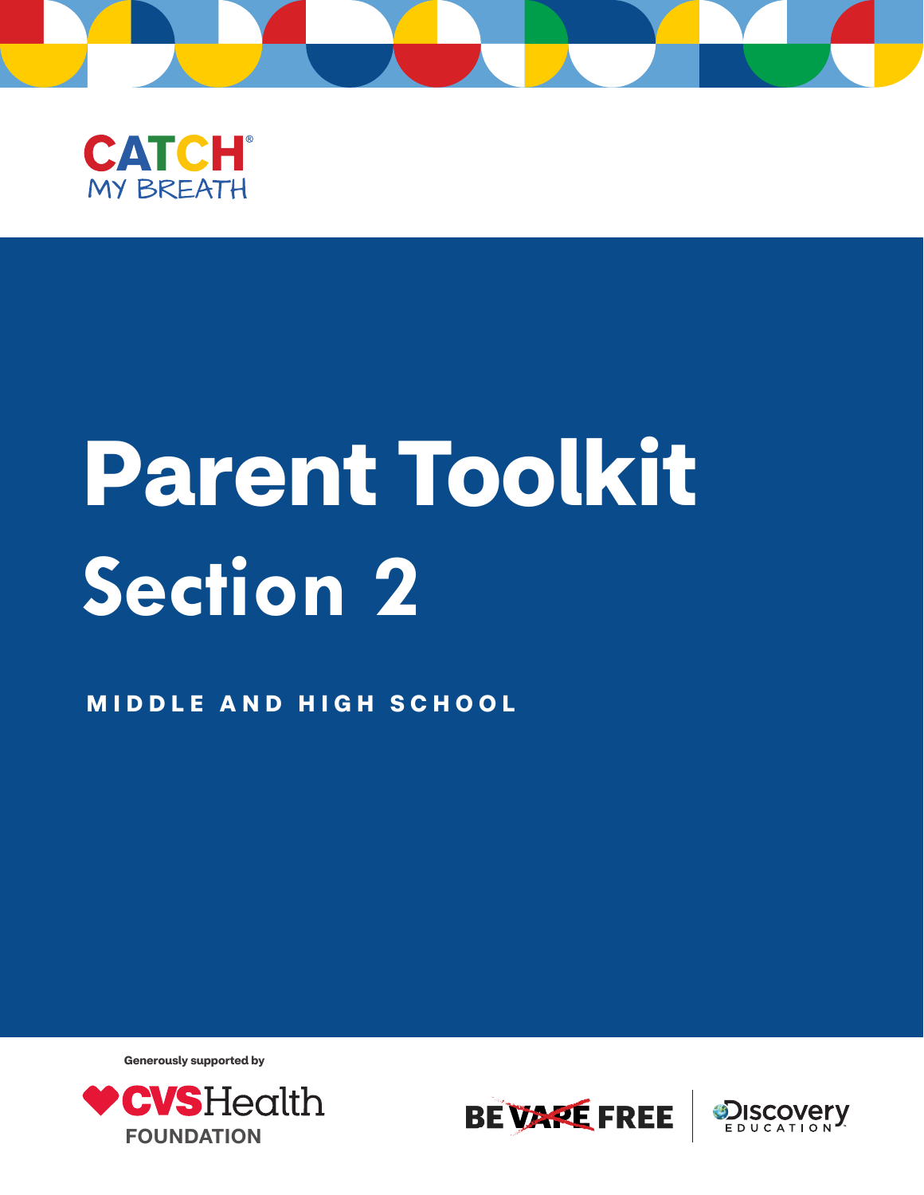CATCH® MY BREATH

# Parent Toolkit

## Section 2

**MIDDLE AND HIGH SCHOOL**

Generously supported by

CVS Health FOUNDATION

BE VAPE FREE | Discovery EDUCATION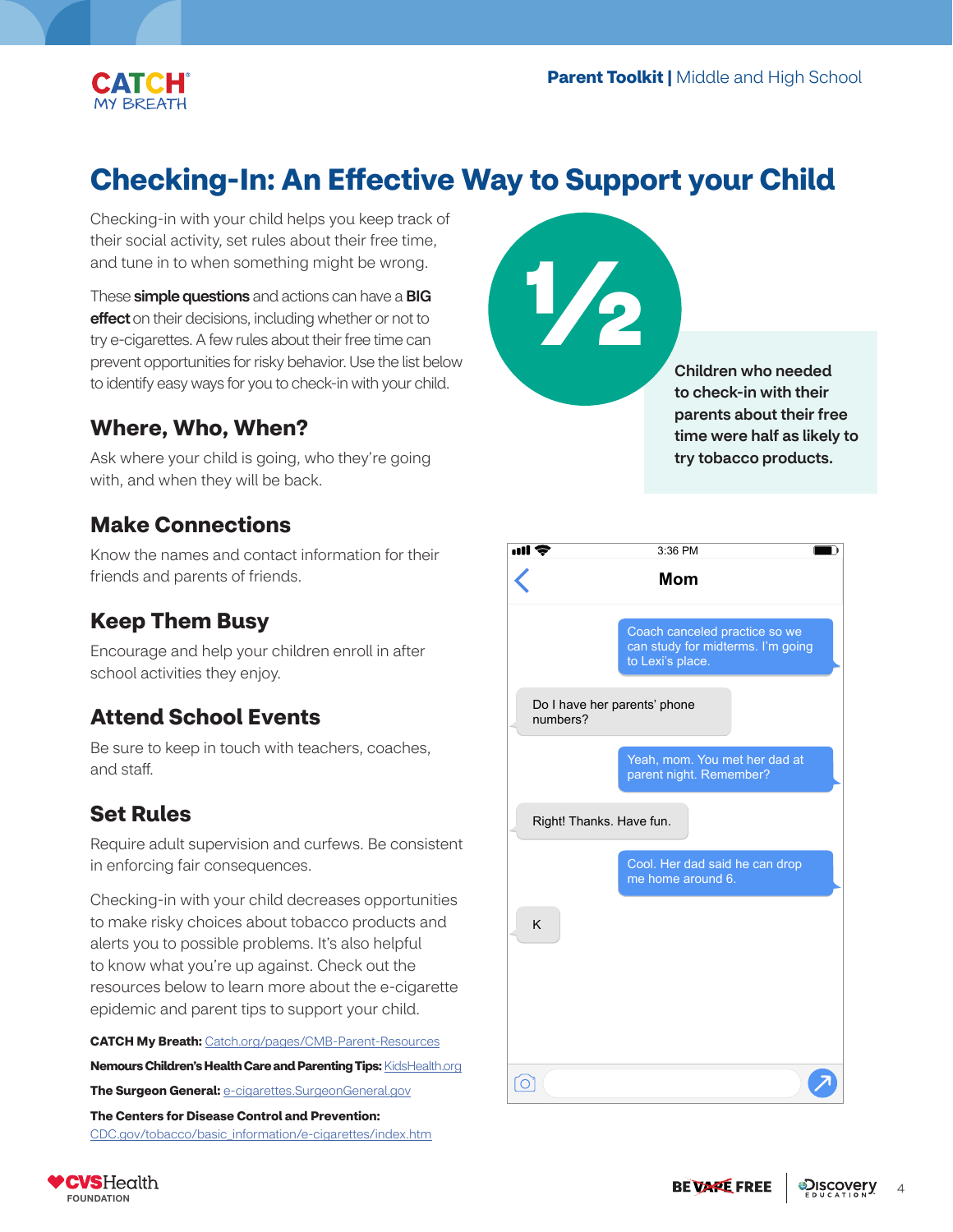# Checking-In: An Effective Way to Support your Child

Checking-in with your child helps you keep track of their social activity, set rules about their free time, and tune in to when something might be wrong.

These **simple questions** and actions can have a **BIG effect** on their decisions, including whether or not to try e-cigarettes. A few rules about their free time can prevent opportunities for risky behavior. Use the list below to identify easy ways for you to check-in with your child.

**½**

**Children who needed to check-in with their parents about their free time were half as likely to try tobacco products.**

## Where, Who, When?

Ask where your child is going, who they're going with, and when they will be back.

## Make Connections

Know the names and contact information for their friends and parents of friends.

## Keep Them Busy

Encourage and help your children enroll in after school activities they enjoy.

## Attend School Events

Be sure to keep in touch with teachers, coaches, and staff.

## Set Rules

Require adult supervision and curfews. Be consistent in enforcing fair consequences.

Checking-in with your child decreases opportunities to make risky choices about tobacco products and alerts you to possible problems. It's also helpful to know what you're up against. Check out the resources below to learn more about the e-cigarette epidemic and parent tips to support your child.

**CATCH My Breath:** Catch.org/pages/CMB-Parent-Resources

**Nemours Children's Health Care and Parenting Tips:** KidsHealth.org

**The Surgeon General:** e-cigarettes.SurgeonGeneral.gov

**The Centers for Disease Control and Prevention:** CDC.gov/tobacco/basic_information/e-cigarettes/index.htm

3:36 PM

Mom

Coach canceled practice so we can study for midterms. I'm going to Lexi's place.

Do I have her parents' phone numbers?

Yeah, mom. You met her dad at parent night. Remember?

Right! Thanks. Have fun.

Cool. Her dad said he can drop me home around 6.

K